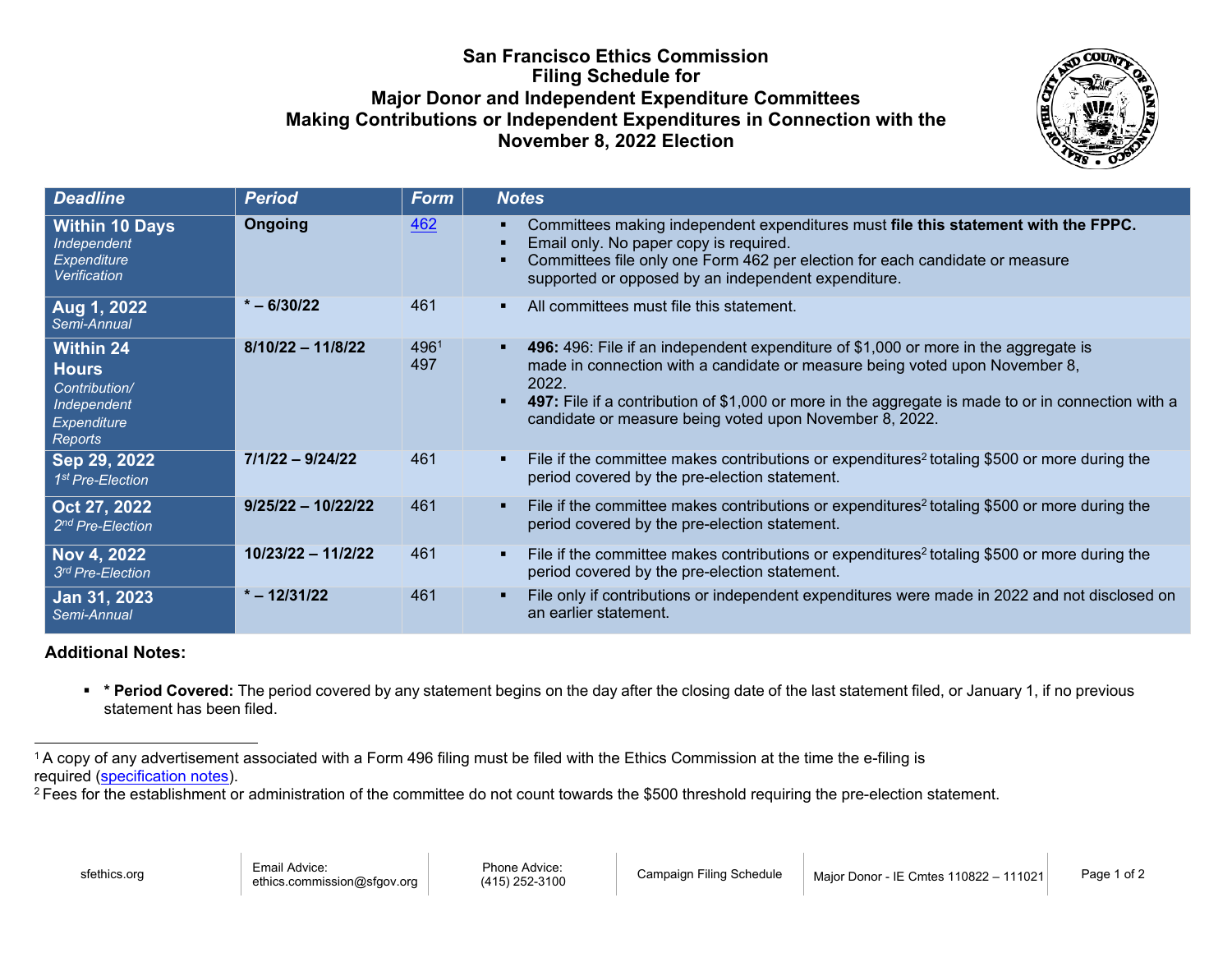# San Francisco Ethics Commission
# Filing Schedule for
# Major Donor and Independent Expenditure Committees
# Making Contributions or Independent Expenditures in Connection with the November 8, 2022 Election

| Deadline | Period | Form | Notes |
|---|---|---|---|
| **Within 10 Days** *Independent Expenditure Verification* | **Ongoing** | [462](#) | ▪ Committees making independent expenditures must **file this statement with the FPPC.** ▪ Email only. No paper copy is required. ▪ Committees file only one Form 462 per election for each candidate or measure supported or opposed by an independent expenditure. |
| **Aug 1, 2022** *Semi-Annual* | ***– 6/30/22** | 461 | ▪ All committees must file this statement. |
| **Within 24 Hours** *Contribution/ Independent Expenditure Reports* | **8/10/22 – 11/8/22** | 496[1] 497 | ▪ **496:** 496: File if an independent expenditure of $1,000 or more in the aggregate is made in connection with a candidate or measure being voted upon November 8, 2022. ▪ **497:** File if a contribution of $1,000 or more in the aggregate is made to or in connection with a candidate or measure being voted upon November 8, 2022. |
| **Sep 29, 2022** *1st Pre-Election* | **7/1/22 – 9/24/22** | 461 | ▪ File if the committee makes contributions or expenditures[2] totaling $500 or more during the period covered by the pre-election statement. |
| **Oct 27, 2022** *2nd Pre-Election* | **9/25/22 – 10/22/22** | 461 | ▪ File if the committee makes contributions or expenditures[2] totaling $500 or more during the period covered by the pre-election statement. |
| **Nov 4, 2022** *3rd Pre-Election* | **10/23/22 – 11/2/22** | 461 | ▪ File if the committee makes contributions or expenditures[2] totaling $500 or more during the period covered by the pre-election statement. |
| **Jan 31, 2023** *Semi-Annual* | ***– 12/31/22** | 461 | ▪ File only if contributions or independent expenditures were made in 2022 and not disclosed on an earlier statement. |

**Additional Notes:**

- *** Period Covered:** The period covered by any statement begins on the day after the closing date of the last statement filed, or January 1, if no previous statement has been filed.

---

[1] A copy of any advertisement associated with a Form 496 filing must be filed with the Ethics Commission at the time the e-filing is required ([specification notes](#)).

[2] Fees for the establishment or administration of the committee do not count towards the $500 threshold requiring the pre-election statement.

sfethics.org | Email Advice: ethics.commission@sfgov.org | Phone Advice: (415) 252-3100 | Campaign Filing Schedule | Major Donor - IE Cmtes 110822 – 111021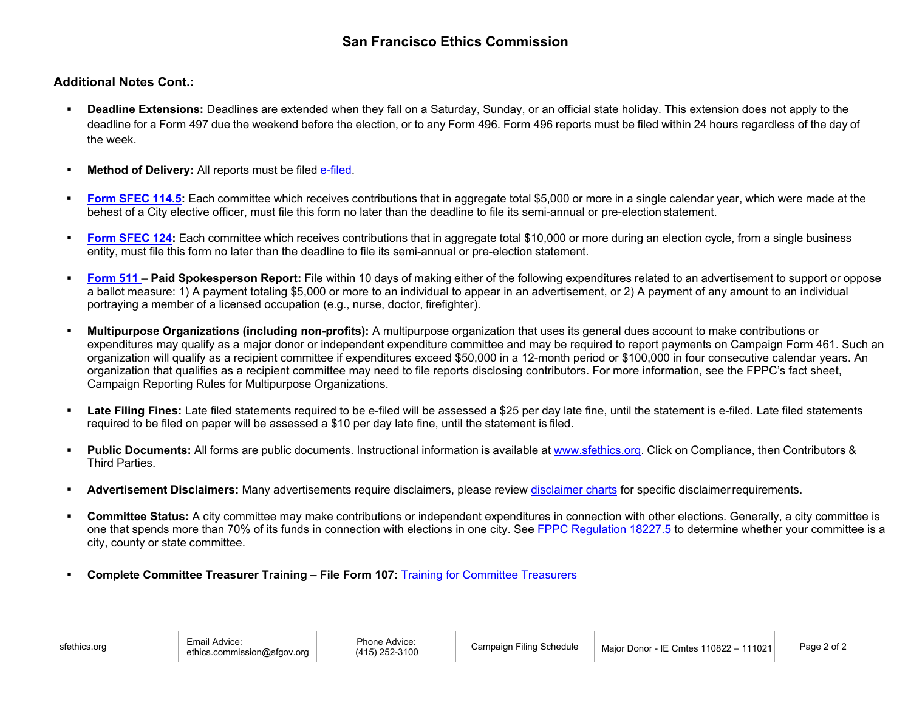# San Francisco Ethics Commission

## Additional Notes Cont.:

- **Deadline Extensions:** Deadlines are extended when they fall on a Saturday, Sunday, or an official state holiday. This extension does not apply to the deadline for a Form 497 due the weekend before the election, or to any Form 496. Form 496 reports must be filed within 24 hours regardless of the day of the week.

- **Method of Delivery:** All reports must be filed e-filed.

- **Form SFEC 114.5:** Each committee which receives contributions that in aggregate total $5,000 or more in a single calendar year, which were made at the behest of a City elective officer, must file this form no later than the deadline to file its semi-annual or pre-election statement.

- **Form SFEC 124:** Each committee which receives contributions that in aggregate total $10,000 or more during an election cycle, from a single business entity, must file this form no later than the deadline to file its semi-annual or pre-election statement.

- **Form 511 – Paid Spokesperson Report:** File within 10 days of making either of the following expenditures related to an advertisement to support or oppose a ballot measure: 1) A payment totaling $5,000 or more to an individual to appear in an advertisement, or 2) A payment of any amount to an individual portraying a member of a licensed occupation (e.g., nurse, doctor, firefighter).

- **Multipurpose Organizations (including non-profits):** A multipurpose organization that uses its general dues account to make contributions or expenditures may qualify as a major donor or independent expenditure committee and may be required to report payments on Campaign Form 461. Such an organization will qualify as a recipient committee if expenditures exceed $50,000 in a 12-month period or $100,000 in four consecutive calendar years. An organization that qualifies as a recipient committee may need to file reports disclosing contributors. For more information, see the FPPC's fact sheet, Campaign Reporting Rules for Multipurpose Organizations.

- **Late Filing Fines:** Late filed statements required to be e-filed will be assessed a $25 per day late fine, until the statement is e-filed. Late filed statements required to be filed on paper will be assessed a $10 per day late fine, until the statement is filed.

- **Public Documents:** All forms are public documents. Instructional information is available at www.sfethics.org. Click on Compliance, then Contributors & Third Parties.

- **Advertisement Disclaimers:** Many advertisements require disclaimers, please review disclaimer charts for specific disclaimer requirements.

- **Committee Status:** A city committee may make contributions or independent expenditures in connection with other elections. Generally, a city committee is one that spends more than 70% of its funds in connection with elections in one city. See FPPC Regulation 18227.5 to determine whether your committee is a city, county or state committee.

- **Complete Committee Treasurer Training – File Form 107:** Training for Committee Treasurers